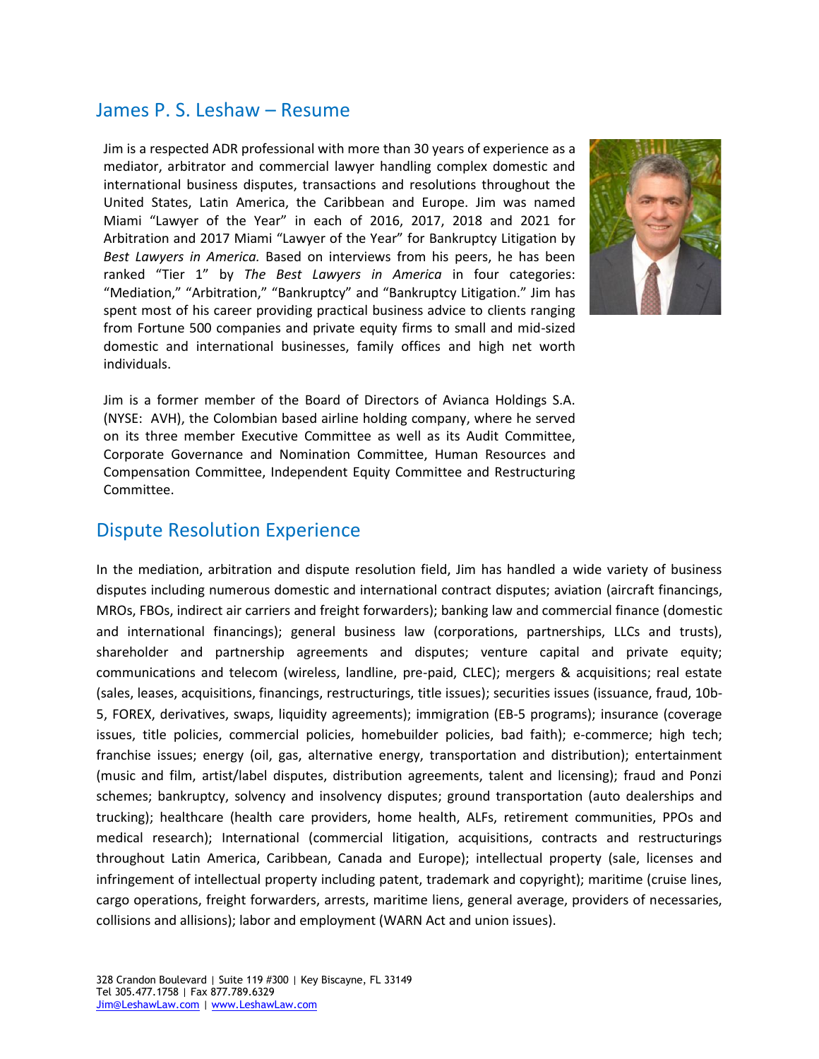# James P. S. Leshaw – Resume

Jim is a respected ADR professional with more than 30 years of experience as a mediator, arbitrator and commercial lawyer handling complex domestic and international business disputes, transactions and resolutions throughout the United States, Latin America, the Caribbean and Europe. Jim was named Miami "Lawyer of the Year" in each of 2016, 2017, 2018 and 2021 for Arbitration and 2017 Miami "Lawyer of the Year" for Bankruptcy Litigation by *Best Lawyers in America.* Based on interviews from his peers, he has been ranked "Tier 1" by *The Best Lawyers in America* in four categories: "Mediation," "Arbitration," "Bankruptcy" and "Bankruptcy Litigation." Jim has spent most of his career providing practical business advice to clients ranging from Fortune 500 companies and private equity firms to small and mid-sized domestic and international businesses, family offices and high net worth individuals.

Jim is a former member of the Board of Directors of Avianca Holdings S.A. (NYSE: AVH), the Colombian based airline holding company, where he served on its three member Executive Committee as well as its Audit Committee, Corporate Governance and Nomination Committee, Human Resources and Compensation Committee, Independent Equity Committee and Restructuring Committee.

## Dispute Resolution Experience

In the mediation, arbitration and dispute resolution field, Jim has handled a wide variety of business disputes including numerous domestic and international contract disputes; aviation (aircraft financings, MROs, FBOs, indirect air carriers and freight forwarders); banking law and commercial finance (domestic and international financings); general business law (corporations, partnerships, LLCs and trusts), shareholder and partnership agreements and disputes; venture capital and private equity; communications and telecom (wireless, landline, pre-paid, CLEC); mergers & acquisitions; real estate (sales, leases, acquisitions, financings, restructurings, title issues); securities issues (issuance, fraud, 10b-5, FOREX, derivatives, swaps, liquidity agreements); immigration (EB-5 programs); insurance (coverage issues, title policies, commercial policies, homebuilder policies, bad faith); e-commerce; high tech; franchise issues; energy (oil, gas, alternative energy, transportation and distribution); entertainment (music and film, artist/label disputes, distribution agreements, talent and licensing); fraud and Ponzi schemes; bankruptcy, solvency and insolvency disputes; ground transportation (auto dealerships and trucking); healthcare (health care providers, home health, ALFs, retirement communities, PPOs and medical research); International (commercial litigation, acquisitions, contracts and restructurings throughout Latin America, Caribbean, Canada and Europe); intellectual property (sale, licenses and infringement of intellectual property including patent, trademark and copyright); maritime (cruise lines, cargo operations, freight forwarders, arrests, maritime liens, general average, providers of necessaries, collisions and allisions); labor and employment (WARN Act and union issues).

328 Crandon Boulevard | Suite 119 #300 | Key Biscayne, FL 33149
Tel 305.477.1758 | Fax 877.789.6329
Jim@LeshawLaw.com | www.LeshawLaw.com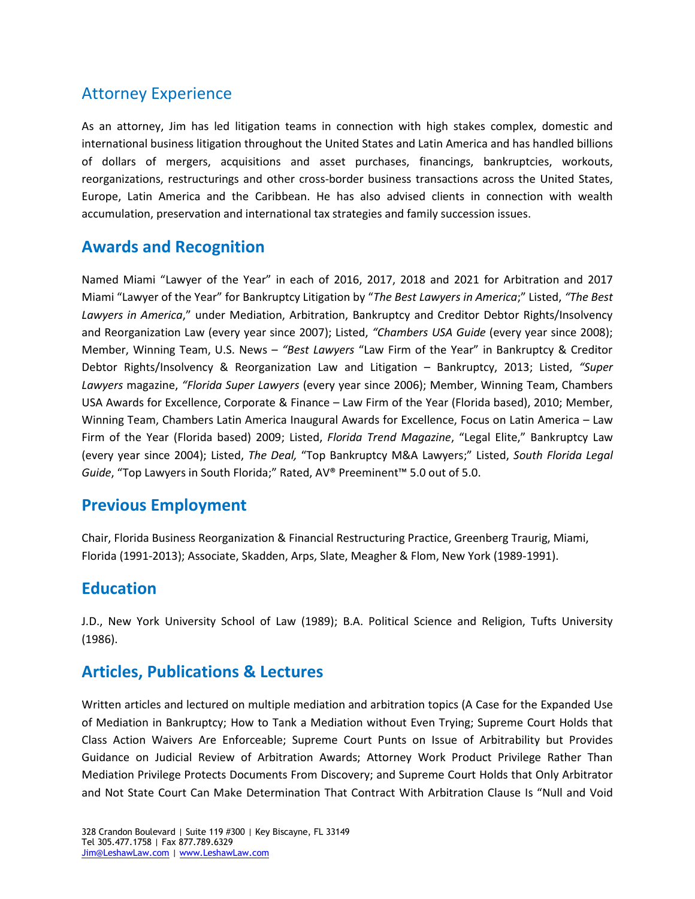## Attorney Experience

As an attorney, Jim has led litigation teams in connection with high stakes complex, domestic and international business litigation throughout the United States and Latin America and has handled billions of dollars of mergers, acquisitions and asset purchases, financings, bankruptcies, workouts, reorganizations, restructurings and other cross-border business transactions across the United States, Europe, Latin America and the Caribbean. He has also advised clients in connection with wealth accumulation, preservation and international tax strategies and family succession issues.

## Awards and Recognition

Named Miami "Lawyer of the Year" in each of 2016, 2017, 2018 and 2021 for Arbitration and 2017 Miami "Lawyer of the Year" for Bankruptcy Litigation by "*The Best Lawyers in America*;" Listed, *"The Best Lawyers in America*," under Mediation, Arbitration, Bankruptcy and Creditor Debtor Rights/Insolvency and Reorganization Law (every year since 2007); Listed, *"Chambers USA Guide* (every year since 2008); Member, Winning Team, U.S. News – *"Best Lawyers* "Law Firm of the Year" in Bankruptcy & Creditor Debtor Rights/Insolvency & Reorganization Law and Litigation – Bankruptcy, 2013; Listed, *"Super Lawyers* magazine, *"Florida Super Lawyers* (every year since 2006); Member, Winning Team, Chambers USA Awards for Excellence, Corporate & Finance – Law Firm of the Year (Florida based), 2010; Member, Winning Team, Chambers Latin America Inaugural Awards for Excellence, Focus on Latin America – Law Firm of the Year (Florida based) 2009; Listed, *Florida Trend Magazine*, "Legal Elite," Bankruptcy Law (every year since 2004); Listed, *The Deal,* "Top Bankruptcy M&A Lawyers;" Listed, *South Florida Legal Guide*, "Top Lawyers in South Florida;" Rated, AV® Preeminent™ 5.0 out of 5.0.

## Previous Employment

Chair, Florida Business Reorganization & Financial Restructuring Practice, Greenberg Traurig, Miami, Florida (1991-2013); Associate, Skadden, Arps, Slate, Meagher & Flom, New York (1989-1991).

## Education

J.D., New York University School of Law (1989); B.A. Political Science and Religion, Tufts University (1986).

## Articles, Publications & Lectures

Written articles and lectured on multiple mediation and arbitration topics (A Case for the Expanded Use of Mediation in Bankruptcy; How to Tank a Mediation without Even Trying; Supreme Court Holds that Class Action Waivers Are Enforceable; Supreme Court Punts on Issue of Arbitrability but Provides Guidance on Judicial Review of Arbitration Awards; Attorney Work Product Privilege Rather Than Mediation Privilege Protects Documents From Discovery; and Supreme Court Holds that Only Arbitrator and Not State Court Can Make Determination That Contract With Arbitration Clause Is "Null and Void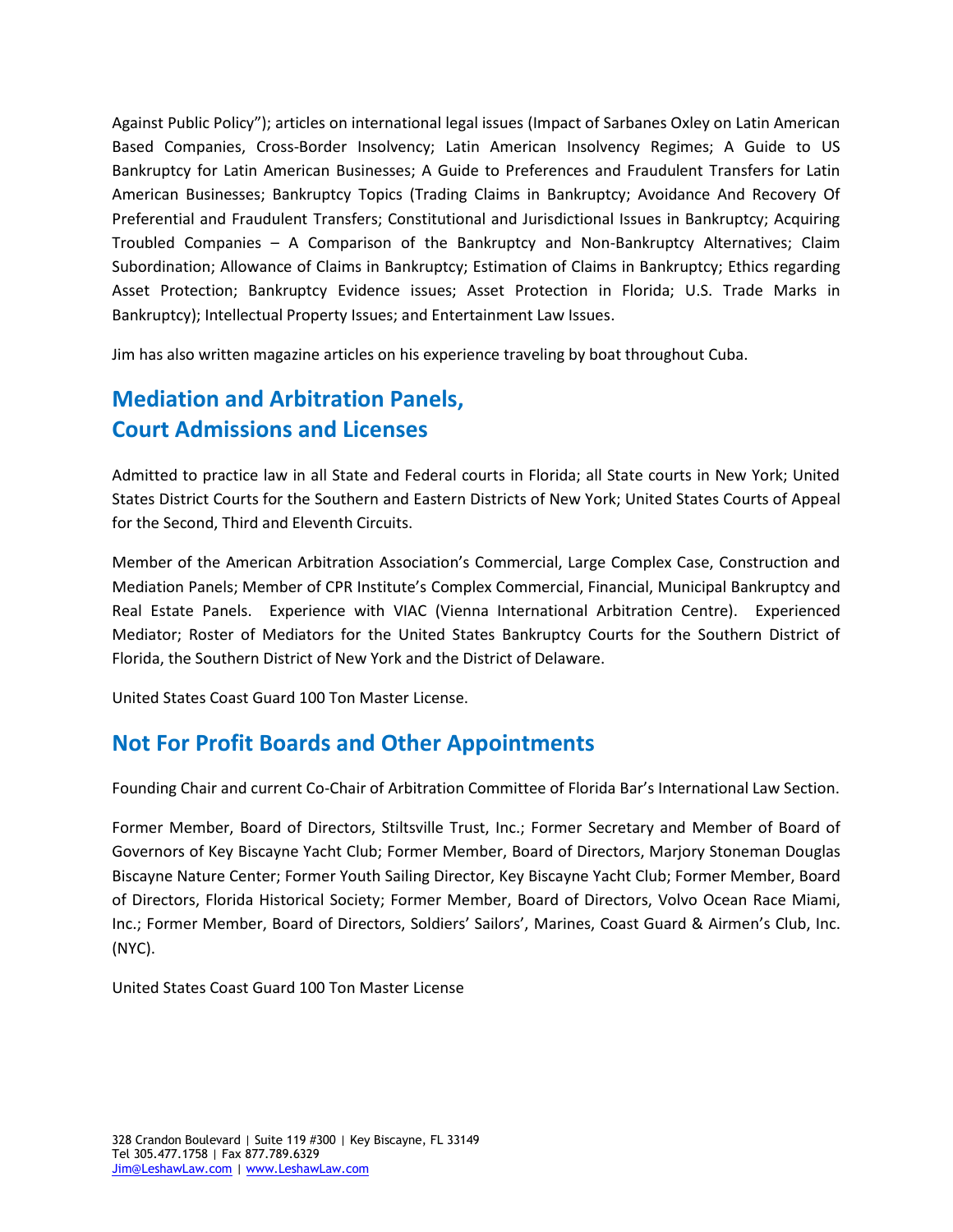Against Public Policy"); articles on international legal issues (Impact of Sarbanes Oxley on Latin American Based Companies, Cross-Border Insolvency; Latin American Insolvency Regimes; A Guide to US Bankruptcy for Latin American Businesses; A Guide to Preferences and Fraudulent Transfers for Latin American Businesses; Bankruptcy Topics (Trading Claims in Bankruptcy; Avoidance And Recovery Of Preferential and Fraudulent Transfers; Constitutional and Jurisdictional Issues in Bankruptcy; Acquiring Troubled Companies – A Comparison of the Bankruptcy and Non-Bankruptcy Alternatives; Claim Subordination; Allowance of Claims in Bankruptcy; Estimation of Claims in Bankruptcy; Ethics regarding Asset Protection; Bankruptcy Evidence issues; Asset Protection in Florida; U.S. Trade Marks in Bankruptcy); Intellectual Property Issues; and Entertainment Law Issues.

Jim has also written magazine articles on his experience traveling by boat throughout Cuba.

## Mediation and Arbitration Panels, Court Admissions and Licenses

Admitted to practice law in all State and Federal courts in Florida; all State courts in New York; United States District Courts for the Southern and Eastern Districts of New York; United States Courts of Appeal for the Second, Third and Eleventh Circuits.

Member of the American Arbitration Association's Commercial, Large Complex Case, Construction and Mediation Panels; Member of CPR Institute's Complex Commercial, Financial, Municipal Bankruptcy and Real Estate Panels. Experience with VIAC (Vienna International Arbitration Centre). Experienced Mediator; Roster of Mediators for the United States Bankruptcy Courts for the Southern District of Florida, the Southern District of New York and the District of Delaware.

United States Coast Guard 100 Ton Master License.

## Not For Profit Boards and Other Appointments

Founding Chair and current Co-Chair of Arbitration Committee of Florida Bar's International Law Section.

Former Member, Board of Directors, Stiltsville Trust, Inc.; Former Secretary and Member of Board of Governors of Key Biscayne Yacht Club; Former Member, Board of Directors, Marjory Stoneman Douglas Biscayne Nature Center; Former Youth Sailing Director, Key Biscayne Yacht Club; Former Member, Board of Directors, Florida Historical Society; Former Member, Board of Directors, Volvo Ocean Race Miami, Inc.; Former Member, Board of Directors, Soldiers' Sailors', Marines, Coast Guard & Airmen's Club, Inc. (NYC).

United States Coast Guard 100 Ton Master License

328 Crandon Boulevard | Suite 119 #300 | Key Biscayne, FL 33149
Tel 305.477.1758 | Fax 877.789.6329
Jim@LeshawLaw.com | www.LeshawLaw.com